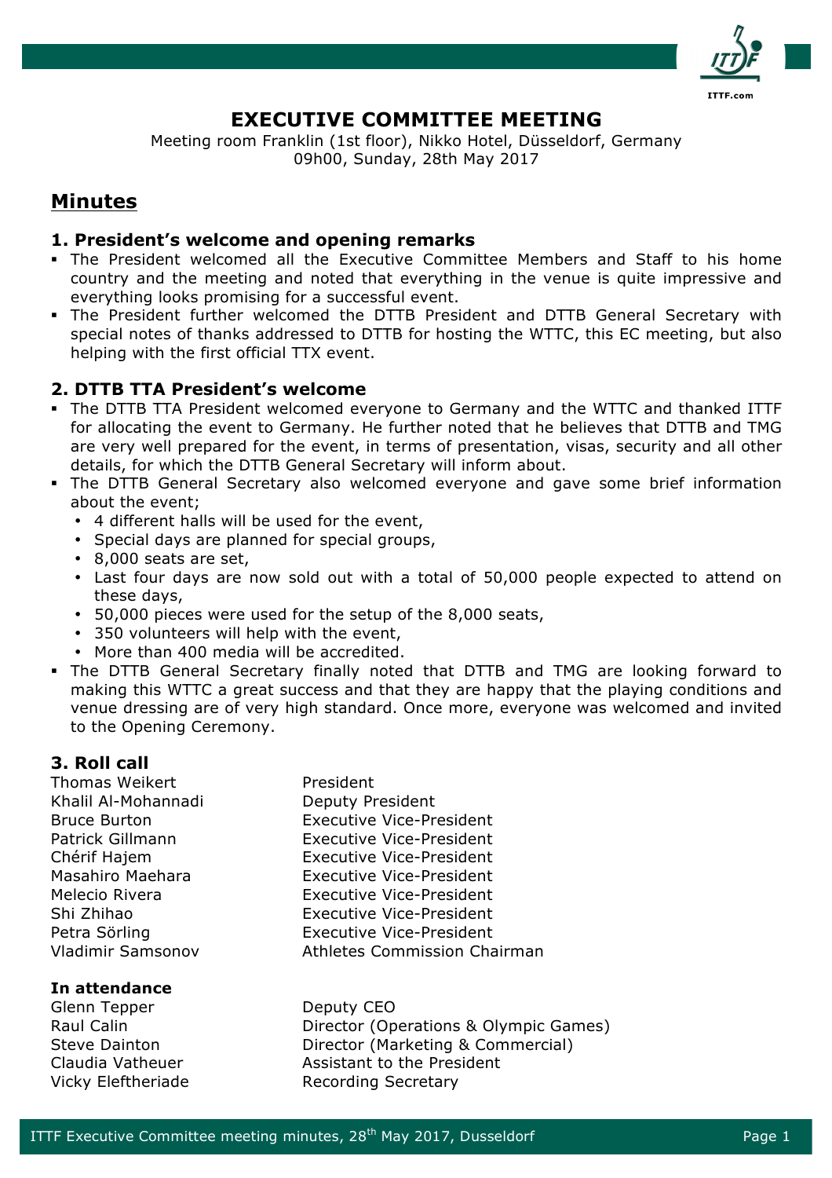# EXECUTIVE COMMITTEE MEETING

Meeting room Franklin (1st floor), Nikko Hotel, Düsseldorf, Germany
09h00, Sunday, 28th May 2017

## Minutes

### 1. President's welcome and opening remarks

- The President welcomed all the Executive Committee Members and Staff to his home country and the meeting and noted that everything in the venue is quite impressive and everything looks promising for a successful event.
- The President further welcomed the DTTB President and DTTB General Secretary with special notes of thanks addressed to DTTB for hosting the WTTC, this EC meeting, but also helping with the first official TTX event.

### 2. DTTB TTA President's welcome

- The DTTB TTA President welcomed everyone to Germany and the WTTC and thanked ITTF for allocating the event to Germany. He further noted that he believes that DTTB and TMG are very well prepared for the event, in terms of presentation, visas, security and all other details, for which the DTTB General Secretary will inform about.
- The DTTB General Secretary also welcomed everyone and gave some brief information about the event;
  - 4 different halls will be used for the event,
  - Special days are planned for special groups,
  - 8,000 seats are set,
  - Last four days are now sold out with a total of 50,000 people expected to attend on these days,
  - 50,000 pieces were used for the setup of the 8,000 seats,
  - 350 volunteers will help with the event,
  - More than 400 media will be accredited.
- The DTTB General Secretary finally noted that DTTB and TMG are looking forward to making this WTTC a great success and that they are happy that the playing conditions and venue dressing are of very high standard. Once more, everyone was welcomed and invited to the Opening Ceremony.

### 3. Roll call

| | |
|---|---|
| Thomas Weikert | President |
| Khalil Al-Mohannadi | Deputy President |
| Bruce Burton | Executive Vice-President |
| Patrick Gillmann | Executive Vice-President |
| Chérif Hajem | Executive Vice-President |
| Masahiro Maehara | Executive Vice-President |
| Melecio Rivera | Executive Vice-President |
| Shi Zhihao | Executive Vice-President |
| Petra Sörling | Executive Vice-President |
| Vladimir Samsonov | Athletes Commission Chairman |

**In attendance**

| | |
|---|---|
| Glenn Tepper | Deputy CEO |
| Raul Calin | Director (Operations & Olympic Games) |
| Steve Dainton | Director (Marketing & Commercial) |
| Claudia Vatheuer | Assistant to the President |
| Vicky Eleftheriade | Recording Secretary |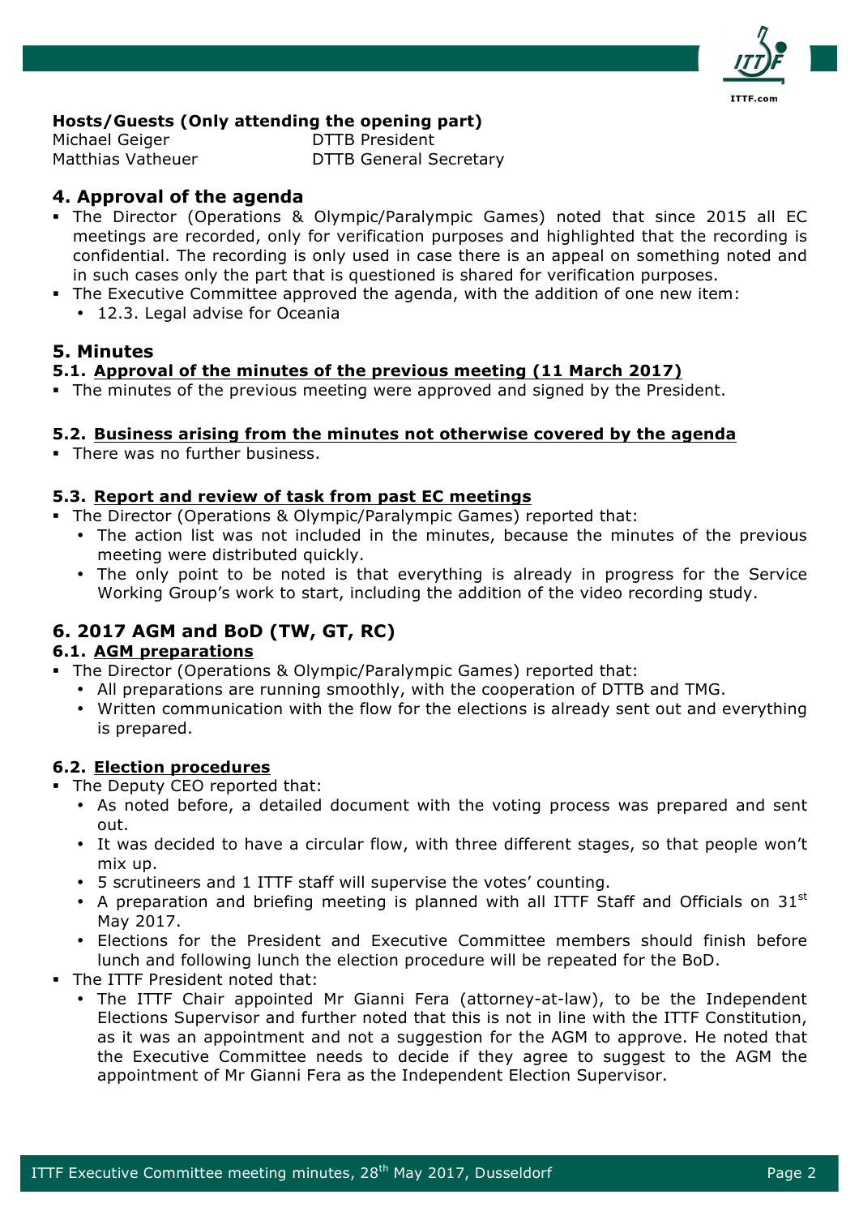**Hosts/Guests (Only attending the opening part)**

Michael Geiger — DTTB President
Matthias Vatheuer — DTTB General Secretary

## 4. Approval of the agenda

- The Director (Operations & Olympic/Paralympic Games) noted that since 2015 all EC meetings are recorded, only for verification purposes and highlighted that the recording is confidential. The recording is only used in case there is an appeal on something noted and in such cases only the part that is questioned is shared for verification purposes.
- The Executive Committee approved the agenda, with the addition of one new item:
  - 12.3. Legal advise for Oceania

## 5. Minutes

### 5.1. Approval of the minutes of the previous meeting (11 March 2017)

- The minutes of the previous meeting were approved and signed by the President.

### 5.2. Business arising from the minutes not otherwise covered by the agenda

- There was no further business.

### 5.3. Report and review of task from past EC meetings

- The Director (Operations & Olympic/Paralympic Games) reported that:
  - The action list was not included in the minutes, because the minutes of the previous meeting were distributed quickly.
  - The only point to be noted is that everything is already in progress for the Service Working Group's work to start, including the addition of the video recording study.

## 6. 2017 AGM and BoD (TW, GT, RC)

### 6.1. AGM preparations

- The Director (Operations & Olympic/Paralympic Games) reported that:
  - All preparations are running smoothly, with the cooperation of DTTB and TMG.
  - Written communication with the flow for the elections is already sent out and everything is prepared.

### 6.2. Election procedures

- The Deputy CEO reported that:
  - As noted before, a detailed document with the voting process was prepared and sent out.
  - It was decided to have a circular flow, with three different stages, so that people won't mix up.
  - 5 scrutineers and 1 ITTF staff will supervise the votes' counting.
  - A preparation and briefing meeting is planned with all ITTF Staff and Officials on 31st May 2017.
  - Elections for the President and Executive Committee members should finish before lunch and following lunch the election procedure will be repeated for the BoD.
- The ITTF President noted that:
  - The ITTF Chair appointed Mr Gianni Fera (attorney-at-law), to be the Independent Elections Supervisor and further noted that this is not in line with the ITTF Constitution, as it was an appointment and not a suggestion for the AGM to approve. He noted that the Executive Committee needs to decide if they agree to suggest to the AGM the appointment of Mr Gianni Fera as the Independent Election Supervisor.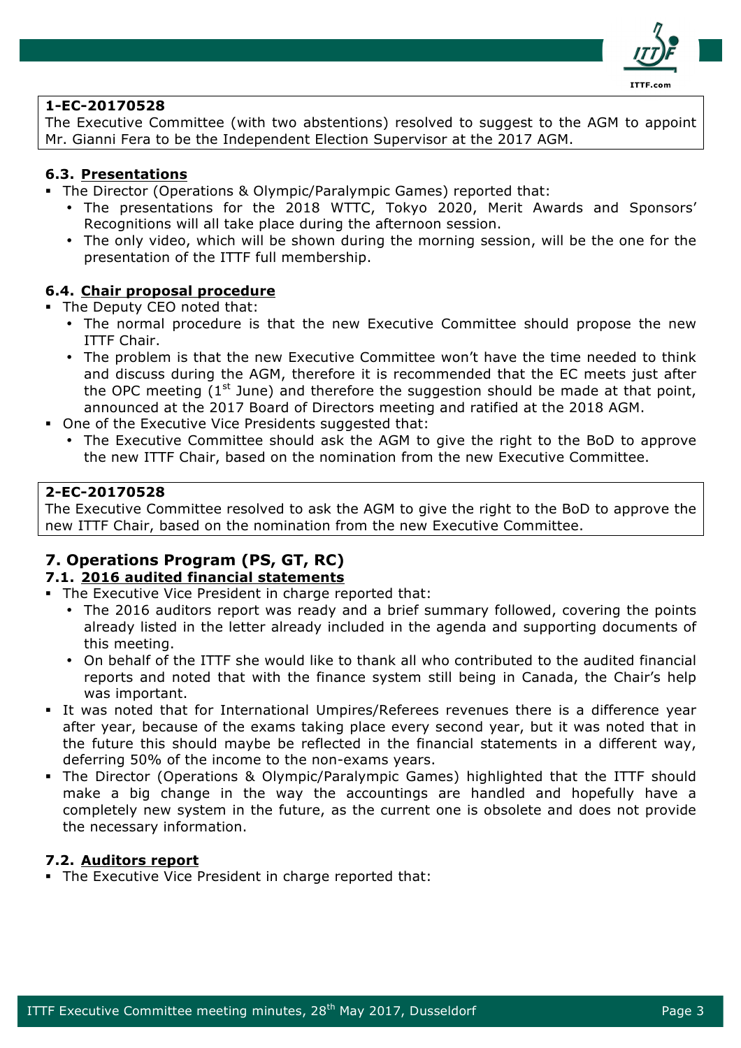**1-EC-20170528**
The Executive Committee (with two abstentions) resolved to suggest to the AGM to appoint Mr. Gianni Fera to be the Independent Election Supervisor at the 2017 AGM.

### 6.3. Presentations

- The Director (Operations & Olympic/Paralympic Games) reported that:
  - The presentations for the 2018 WTTC, Tokyo 2020, Merit Awards and Sponsors' Recognitions will all take place during the afternoon session.
  - The only video, which will be shown during the morning session, will be the one for the presentation of the ITTF full membership.

### 6.4. Chair proposal procedure

- The Deputy CEO noted that:
  - The normal procedure is that the new Executive Committee should propose the new ITTF Chair.
  - The problem is that the new Executive Committee won't have the time needed to think and discuss during the AGM, therefore it is recommended that the EC meets just after the OPC meeting (1st June) and therefore the suggestion should be made at that point, announced at the 2017 Board of Directors meeting and ratified at the 2018 AGM.
- One of the Executive Vice Presidents suggested that:
  - The Executive Committee should ask the AGM to give the right to the BoD to approve the new ITTF Chair, based on the nomination from the new Executive Committee.

**2-EC-20170528**
The Executive Committee resolved to ask the AGM to give the right to the BoD to approve the new ITTF Chair, based on the nomination from the new Executive Committee.

## 7. Operations Program (PS, GT, RC)

### 7.1. 2016 audited financial statements

- The Executive Vice President in charge reported that:
  - The 2016 auditors report was ready and a brief summary followed, covering the points already listed in the letter already included in the agenda and supporting documents of this meeting.
  - On behalf of the ITTF she would like to thank all who contributed to the audited financial reports and noted that with the finance system still being in Canada, the Chair's help was important.
- It was noted that for International Umpires/Referees revenues there is a difference year after year, because of the exams taking place every second year, but it was noted that in the future this should maybe be reflected in the financial statements in a different way, deferring 50% of the income to the non-exams years.
- The Director (Operations & Olympic/Paralympic Games) highlighted that the ITTF should make a big change in the way the accountings are handled and hopefully have a completely new system in the future, as the current one is obsolete and does not provide the necessary information.

### 7.2. Auditors report

- The Executive Vice President in charge reported that: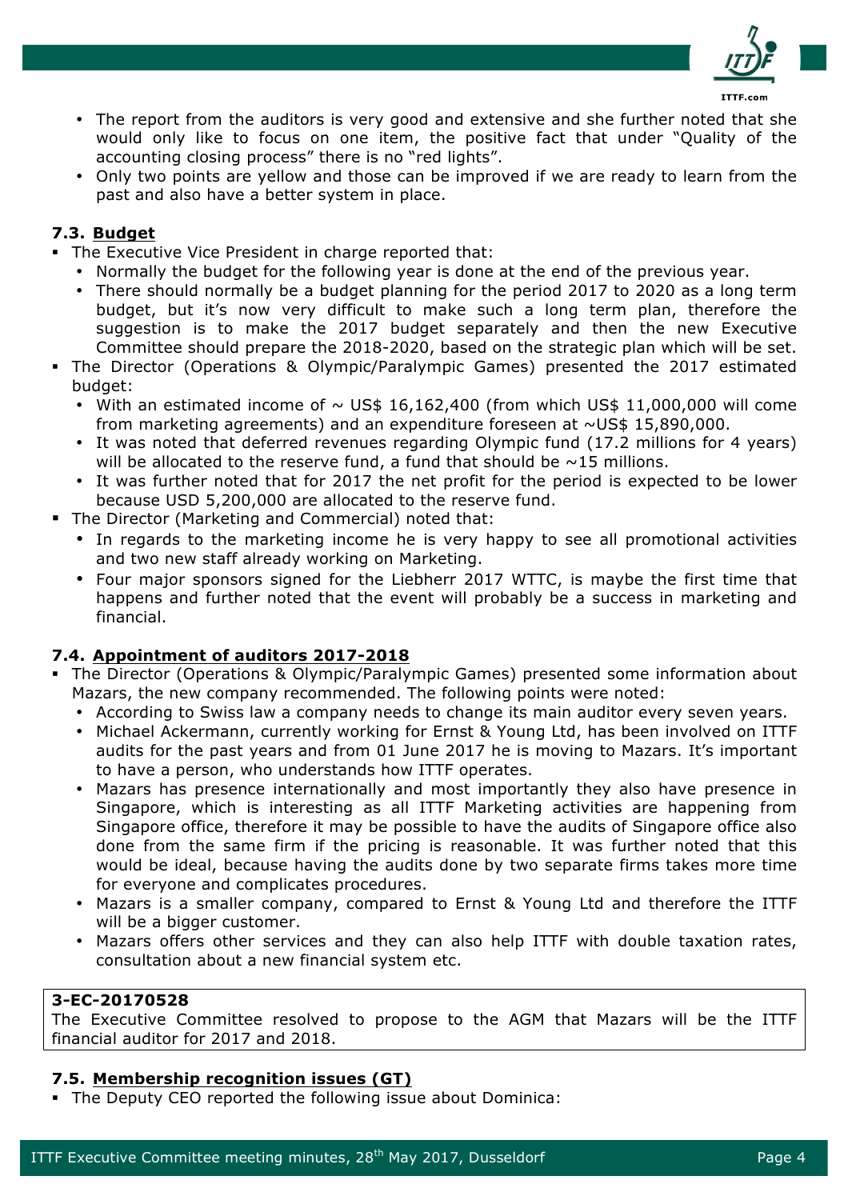- The report from the auditors is very good and extensive and she further noted that she would only like to focus on one item, the positive fact that under "Quality of the accounting closing process" there is no "red lights".
- Only two points are yellow and those can be improved if we are ready to learn from the past and also have a better system in place.

### 7.3. <u>Budget</u>

- The Executive Vice President in charge reported that:
  - Normally the budget for the following year is done at the end of the previous year.
  - There should normally be a budget planning for the period 2017 to 2020 as a long term budget, but it's now very difficult to make such a long term plan, therefore the suggestion is to make the 2017 budget separately and then the new Executive Committee should prepare the 2018-2020, based on the strategic plan which will be set.
- The Director (Operations & Olympic/Paralympic Games) presented the 2017 estimated budget:
  - With an estimated income of ~ US$ 16,162,400 (from which US$ 11,000,000 will come from marketing agreements) and an expenditure foreseen at ~US$ 15,890,000.
  - It was noted that deferred revenues regarding Olympic fund (17.2 millions for 4 years) will be allocated to the reserve fund, a fund that should be ~15 millions.
  - It was further noted that for 2017 the net profit for the period is expected to be lower because USD 5,200,000 are allocated to the reserve fund.
- The Director (Marketing and Commercial) noted that:
  - In regards to the marketing income he is very happy to see all promotional activities and two new staff already working on Marketing.
  - Four major sponsors signed for the Liebherr 2017 WTTC, is maybe the first time that happens and further noted that the event will probably be a success in marketing and financial.

### 7.4. <u>Appointment of auditors 2017-2018</u>

- The Director (Operations & Olympic/Paralympic Games) presented some information about Mazars, the new company recommended. The following points were noted:
  - According to Swiss law a company needs to change its main auditor every seven years.
  - Michael Ackermann, currently working for Ernst & Young Ltd, has been involved on ITTF audits for the past years and from 01 June 2017 he is moving to Mazars. It's important to have a person, who understands how ITTF operates.
  - Mazars has presence internationally and most importantly they also have presence in Singapore, which is interesting as all ITTF Marketing activities are happening from Singapore office, therefore it may be possible to have the audits of Singapore office also done from the same firm if the pricing is reasonable. It was further noted that this would be ideal, because having the audits done by two separate firms takes more time for everyone and complicates procedures.
  - Mazars is a smaller company, compared to Ernst & Young Ltd and therefore the ITTF will be a bigger customer.
  - Mazars offers other services and they can also help ITTF with double taxation rates, consultation about a new financial system etc.

> **3-EC-20170528**
> The Executive Committee resolved to propose to the AGM that Mazars will be the ITTF financial auditor for 2017 and 2018.

### 7.5. <u>Membership recognition issues (GT)</u>

- The Deputy CEO reported the following issue about Dominica: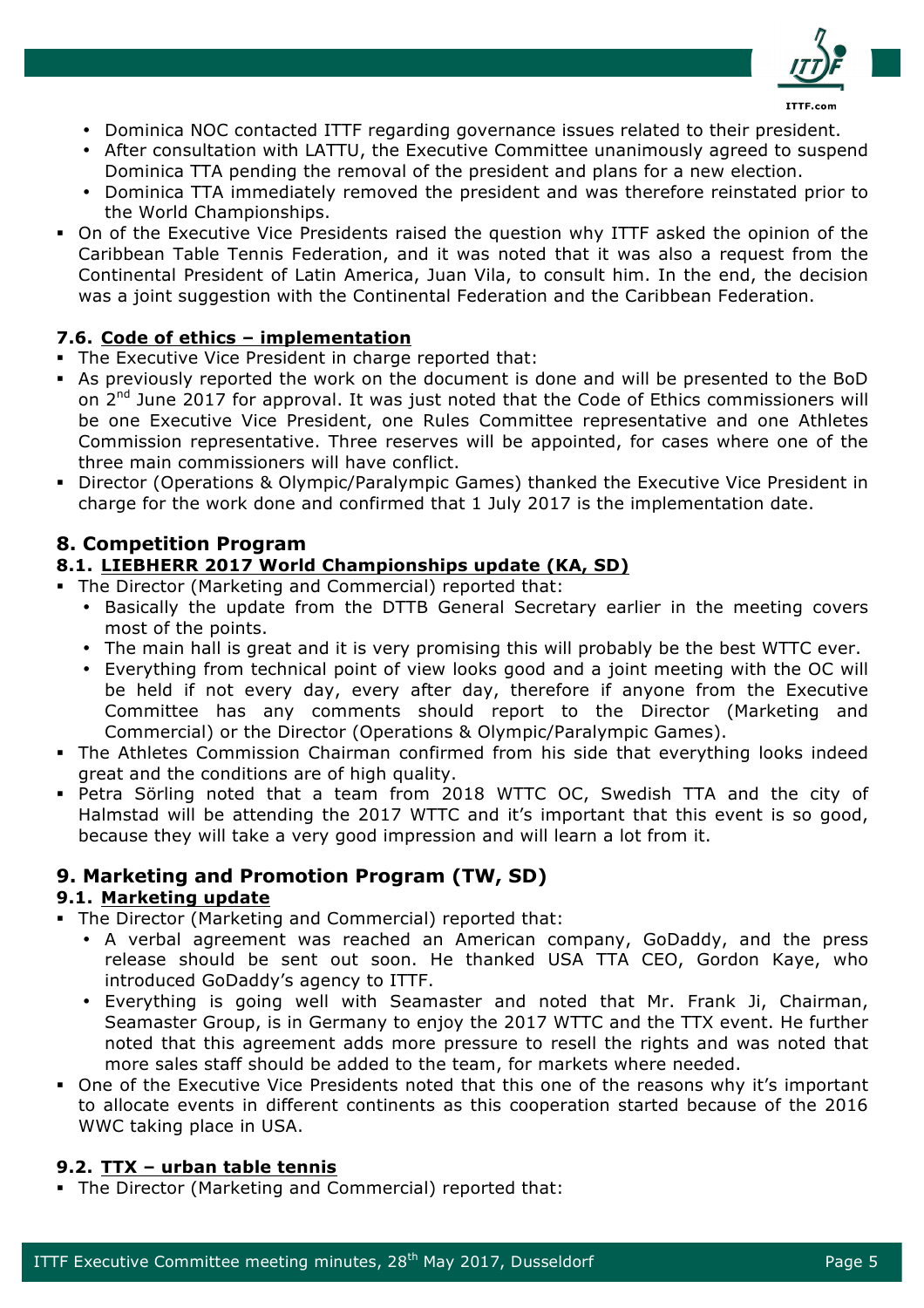- Dominica NOC contacted ITTF regarding governance issues related to their president.
- After consultation with LATTU, the Executive Committee unanimously agreed to suspend Dominica TTA pending the removal of the president and plans for a new election.
- Dominica TTA immediately removed the president and was therefore reinstated prior to the World Championships.

- On of the Executive Vice Presidents raised the question why ITTF asked the opinion of the Caribbean Table Tennis Federation, and it was noted that it was also a request from the Continental President of Latin America, Juan Vila, to consult him. In the end, the decision was a joint suggestion with the Continental Federation and the Caribbean Federation.

### 7.6. Code of ethics – implementation

- The Executive Vice President in charge reported that:
- As previously reported the work on the document is done and will be presented to the BoD on 2nd June 2017 for approval. It was just noted that the Code of Ethics commissioners will be one Executive Vice President, one Rules Committee representative and one Athletes Commission representative. Three reserves will be appointed, for cases where one of the three main commissioners will have conflict.
- Director (Operations & Olympic/Paralympic Games) thanked the Executive Vice President in charge for the work done and confirmed that 1 July 2017 is the implementation date.

## 8. Competition Program

### 8.1. LIEBHERR 2017 World Championships update (KA, SD)

- The Director (Marketing and Commercial) reported that:
  - Basically the update from the DTTB General Secretary earlier in the meeting covers most of the points.
  - The main hall is great and it is very promising this will probably be the best WTTC ever.
  - Everything from technical point of view looks good and a joint meeting with the OC will be held if not every day, every after day, therefore if anyone from the Executive Committee has any comments should report to the Director (Marketing and Commercial) or the Director (Operations & Olympic/Paralympic Games).
- The Athletes Commission Chairman confirmed from his side that everything looks indeed great and the conditions are of high quality.
- Petra Sörling noted that a team from 2018 WTTC OC, Swedish TTA and the city of Halmstad will be attending the 2017 WTTC and it's important that this event is so good, because they will take a very good impression and will learn a lot from it.

## 9. Marketing and Promotion Program (TW, SD)

### 9.1. Marketing update

- The Director (Marketing and Commercial) reported that:
  - A verbal agreement was reached an American company, GoDaddy, and the press release should be sent out soon. He thanked USA TTA CEO, Gordon Kaye, who introduced GoDaddy's agency to ITTF.
  - Everything is going well with Seamaster and noted that Mr. Frank Ji, Chairman, Seamaster Group, is in Germany to enjoy the 2017 WTTC and the TTX event. He further noted that this agreement adds more pressure to resell the rights and was noted that more sales staff should be added to the team, for markets where needed.
- One of the Executive Vice Presidents noted that this one of the reasons why it's important to allocate events in different continents as this cooperation started because of the 2016 WWC taking place in USA.

### 9.2. TTX – urban table tennis

- The Director (Marketing and Commercial) reported that: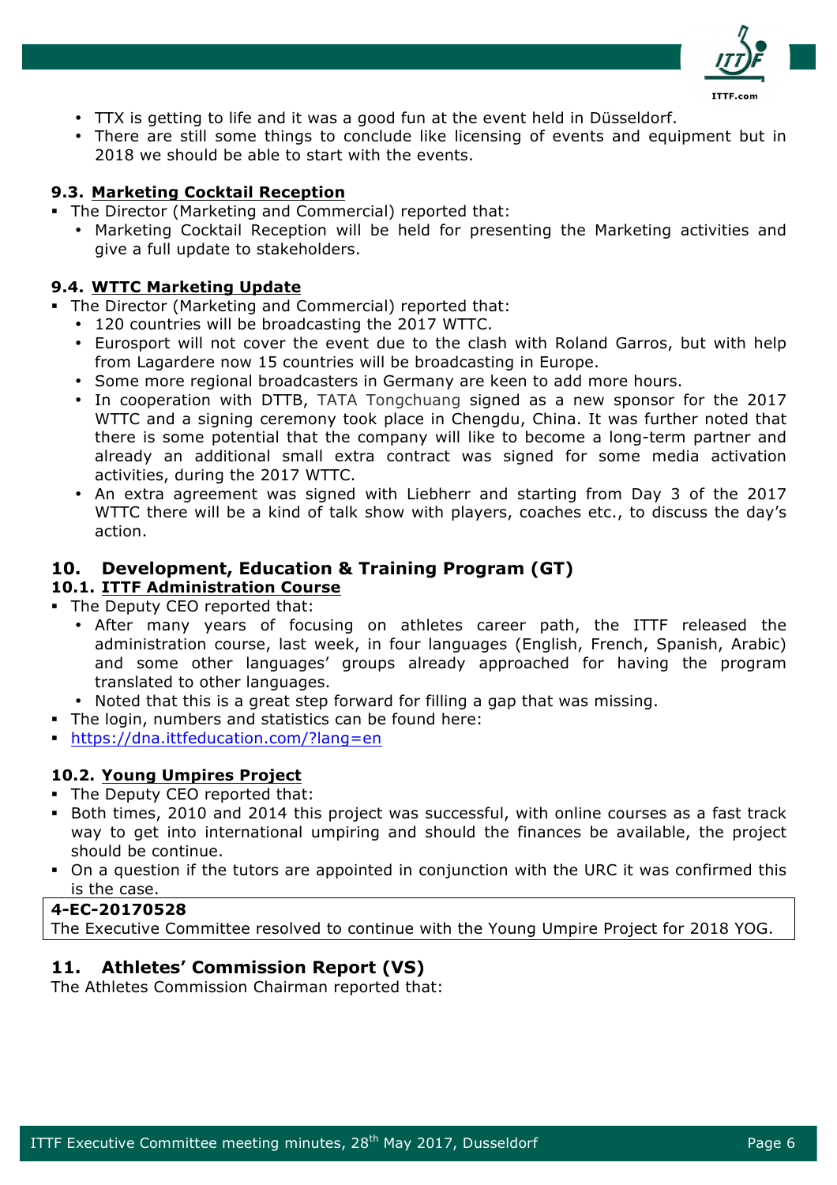- TTX is getting to life and it was a good fun at the event held in Düsseldorf.
- There are still some things to conclude like licensing of events and equipment but in 2018 we should be able to start with the events.

### 9.3. Marketing Cocktail Reception

- The Director (Marketing and Commercial) reported that:
  - Marketing Cocktail Reception will be held for presenting the Marketing activities and give a full update to stakeholders.

### 9.4. WTTC Marketing Update

- The Director (Marketing and Commercial) reported that:
  - 120 countries will be broadcasting the 2017 WTTC.
  - Eurosport will not cover the event due to the clash with Roland Garros, but with help from Lagardere now 15 countries will be broadcasting in Europe.
  - Some more regional broadcasters in Germany are keen to add more hours.
  - In cooperation with DTTB, TATA Tongchuang signed as a new sponsor for the 2017 WTTC and a signing ceremony took place in Chengdu, China. It was further noted that there is some potential that the company will like to become a long-term partner and already an additional small extra contract was signed for some media activation activities, during the 2017 WTTC.
  - An extra agreement was signed with Liebherr and starting from Day 3 of the 2017 WTTC there will be a kind of talk show with players, coaches etc., to discuss the day's action.

## 10. Development, Education & Training Program (GT)

### 10.1. ITTF Administration Course

- The Deputy CEO reported that:
  - After many years of focusing on athletes career path, the ITTF released the administration course, last week, in four languages (English, French, Spanish, Arabic) and some other languages' groups already approached for having the program translated to other languages.
  - Noted that this is a great step forward for filling a gap that was missing.
- The login, numbers and statistics can be found here:
- https://dna.ittfeducation.com/?lang=en

### 10.2. Young Umpires Project

- The Deputy CEO reported that:
- Both times, 2010 and 2014 this project was successful, with online courses as a fast track way to get into international umpiring and should the finances be available, the project should be continue.
- On a question if the tutors are appointed in conjunction with the URC it was confirmed this is the case.

**4-EC-20170528**
The Executive Committee resolved to continue with the Young Umpire Project for 2018 YOG.

## 11. Athletes' Commission Report (VS)

The Athletes Commission Chairman reported that: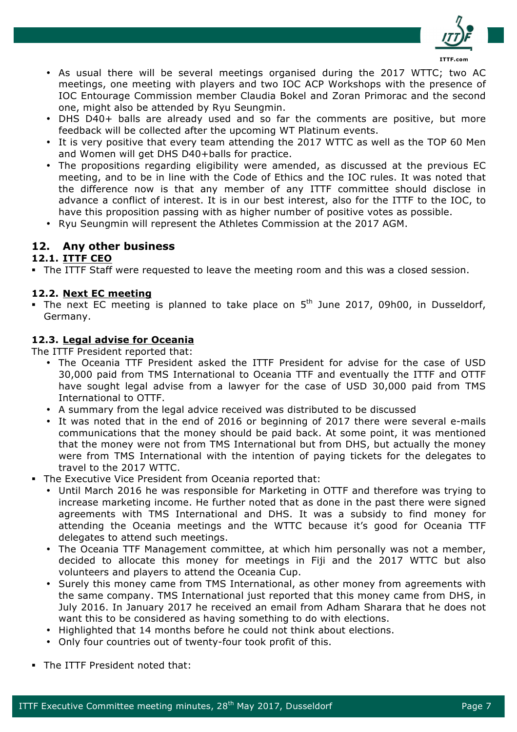- As usual there will be several meetings organised during the 2017 WTTC; two AC meetings, one meeting with players and two IOC ACP Workshops with the presence of IOC Entourage Commission member Claudia Bokel and Zoran Primorac and the second one, might also be attended by Ryu Seungmin.
- DHS D40+ balls are already used and so far the comments are positive, but more feedback will be collected after the upcoming WT Platinum events.
- It is very positive that every team attending the 2017 WTTC as well as the TOP 60 Men and Women will get DHS D40+balls for practice.
- The propositions regarding eligibility were amended, as discussed at the previous EC meeting, and to be in line with the Code of Ethics and the IOC rules. It was noted that the difference now is that any member of any ITTF committee should disclose in advance a conflict of interest. It is in our best interest, also for the ITTF to the IOC, to have this proposition passing with as higher number of positive votes as possible.
- Ryu Seungmin will represent the Athletes Commission at the 2017 AGM.

## 12. Any other business

### 12.1. ITTF CEO

- The ITTF Staff were requested to leave the meeting room and this was a closed session.

### 12.2. Next EC meeting

- The next EC meeting is planned to take place on 5th June 2017, 09h00, in Dusseldorf, Germany.

### 12.3. Legal advise for Oceania

The ITTF President reported that:

- The Oceania TTF President asked the ITTF President for advise for the case of USD 30,000 paid from TMS International to Oceania TTF and eventually the ITTF and OTTF have sought legal advise from a lawyer for the case of USD 30,000 paid from TMS International to OTTF.
- A summary from the legal advice received was distributed to be discussed
- It was noted that in the end of 2016 or beginning of 2017 there were several e-mails communications that the money should be paid back. At some point, it was mentioned that the money were not from TMS International but from DHS, but actually the money were from TMS International with the intention of paying tickets for the delegates to travel to the 2017 WTTC.

- The Executive Vice President from Oceania reported that:
  - Until March 2016 he was responsible for Marketing in OTTF and therefore was trying to increase marketing income. He further noted that as done in the past there were signed agreements with TMS International and DHS. It was a subsidy to find money for attending the Oceania meetings and the WTTC because it's good for Oceania TTF delegates to attend such meetings.
  - The Oceania TTF Management committee, at which him personally was not a member, decided to allocate this money for meetings in Fiji and the 2017 WTTC but also volunteers and players to attend the Oceania Cup.
  - Surely this money came from TMS International, as other money from agreements with the same company. TMS International just reported that this money came from DHS, in July 2016. In January 2017 he received an email from Adham Sharara that he does not want this to be considered as having something to do with elections.
  - Highlighted that 14 months before he could not think about elections.
  - Only four countries out of twenty-four took profit of this.

- The ITTF President noted that: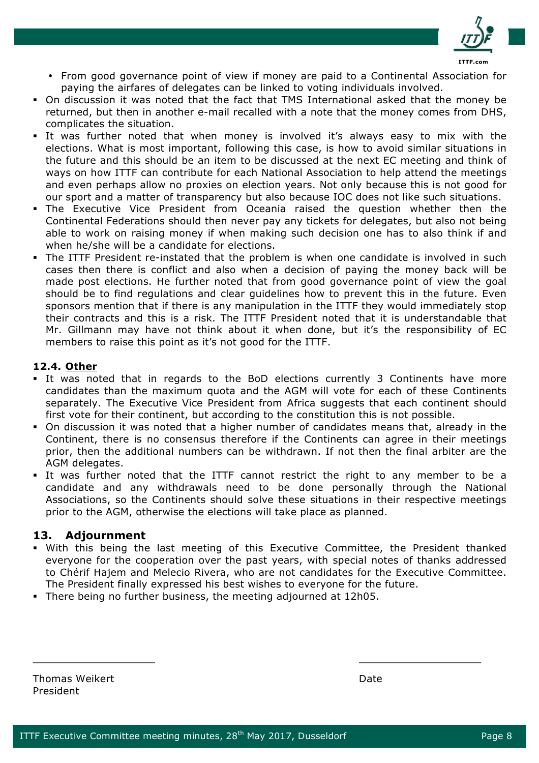- From good governance point of view if money are paid to a Continental Association for paying the airfares of delegates can be linked to voting individuals involved.

- On discussion it was noted that the fact that TMS International asked that the money be returned, but then in another e-mail recalled with a note that the money comes from DHS, complicates the situation.
- It was further noted that when money is involved it's always easy to mix with the elections. What is most important, following this case, is how to avoid similar situations in the future and this should be an item to be discussed at the next EC meeting and think of ways on how ITTF can contribute for each National Association to help attend the meetings and even perhaps allow no proxies on election years. Not only because this is not good for our sport and a matter of transparency but also because IOC does not like such situations.
- The Executive Vice President from Oceania raised the question whether then the Continental Federations should then never pay any tickets for delegates, but also not being able to work on raising money if when making such decision one has to also think if and when he/she will be a candidate for elections.
- The ITTF President re-instated that the problem is when one candidate is involved in such cases then there is conflict and also when a decision of paying the money back will be made post elections. He further noted that from good governance point of view the goal should be to find regulations and clear guidelines how to prevent this in the future. Even sponsors mention that if there is any manipulation in the ITTF they would immediately stop their contracts and this is a risk. The ITTF President noted that it is understandable that Mr. Gillmann may have not think about it when done, but it's the responsibility of EC members to raise this point as it's not good for the ITTF.

### 12.4. Other

- It was noted that in regards to the BoD elections currently 3 Continents have more candidates than the maximum quota and the AGM will vote for each of these Continents separately. The Executive Vice President from Africa suggests that each continent should first vote for their continent, but according to the constitution this is not possible.
- On discussion it was noted that a higher number of candidates means that, already in the Continent, there is no consensus therefore if the Continents can agree in their meetings prior, then the additional numbers can be withdrawn. If not then the final arbiter are the AGM delegates.
- It was further noted that the ITTF cannot restrict the right to any member to be a candidate and any withdrawals need to be done personally through the National Associations, so the Continents should solve these situations in their respective meetings prior to the AGM, otherwise the elections will take place as planned.

## 13. Adjournment

- With this being the last meeting of this Executive Committee, the President thanked everyone for the cooperation over the past years, with special notes of thanks addressed to Chérif Hajem and Melecio Rivera, who are not candidates for the Executive Committee. The President finally expressed his best wishes to everyone for the future.
- There being no further business, the meeting adjourned at 12h05.

\_\_\_\_\_\_\_\_\_\_\_\_\_\_\_\_\_\_\_\_ \_\_\_\_\_\_\_\_\_\_\_\_\_\_\_\_\_\_\_\_

Thomas Weikert
President

Date